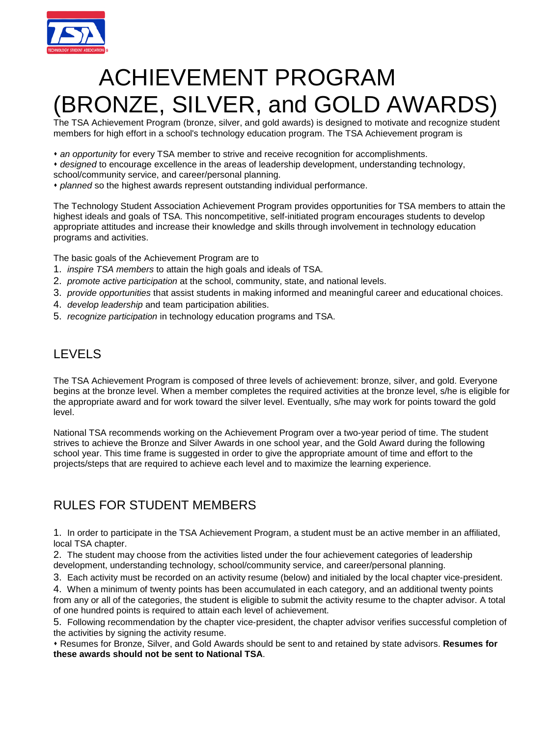# ACHIEVEMENT PROGRAM (BRONZE, SILVER, and GOLD AWARDS)

The TSA Achievement Program (bronze, silver, and gold awards) is designed to motivate and recognize student members for high effort in a school's technology education program. The TSA Achievement program is

- *an opportunity* for every TSA member to strive and receive recognition for accomplishments.
- *designed* to encourage excellence in the areas of leadership development, understanding technology, school/community service, and career/personal planning.
- *planned* so the highest awards represent outstanding individual performance.

The Technology Student Association Achievement Program provides opportunities for TSA members to attain the highest ideals and goals of TSA. This noncompetitive, self-initiated program encourages students to develop appropriate attitudes and increase their knowledge and skills through involvement in technology education programs and activities.

The basic goals of the Achievement Program are to

1. *inspire TSA members* to attain the high goals and ideals of TSA.
2. *promote active participation* at the school, community, state, and national levels.
3. *provide opportunities* that assist students in making informed and meaningful career and educational choices.
4. *develop leadership* and team participation abilities.
5. *recognize participation* in technology education programs and TSA.

## LEVELS

The TSA Achievement Program is composed of three levels of achievement: bronze, silver, and gold. Everyone begins at the bronze level. When a member completes the required activities at the bronze level, s/he is eligible for the appropriate award and for work toward the silver level. Eventually, s/he may work for points toward the gold level.

National TSA recommends working on the Achievement Program over a two-year period of time. The student strives to achieve the Bronze and Silver Awards in one school year, and the Gold Award during the following school year. This time frame is suggested in order to give the appropriate amount of time and effort to the projects/steps that are required to achieve each level and to maximize the learning experience.

## RULES FOR STUDENT MEMBERS

1. In order to participate in the TSA Achievement Program, a student must be an active member in an affiliated, local TSA chapter.
2. The student may choose from the activities listed under the four achievement categories of leadership development, understanding technology, school/community service, and career/personal planning.
3. Each activity must be recorded on an activity resume (below) and initialed by the local chapter vice-president.
4. When a minimum of twenty points has been accumulated in each category, and an additional twenty points from any or all of the categories, the student is eligible to submit the activity resume to the chapter advisor. A total of one hundred points is required to attain each level of achievement.
5. Following recommendation by the chapter vice-president, the chapter advisor verifies successful completion of the activities by signing the activity resume.

- Resumes for Bronze, Silver, and Gold Awards should be sent to and retained by state advisors. **Resumes for these awards should not be sent to National TSA**.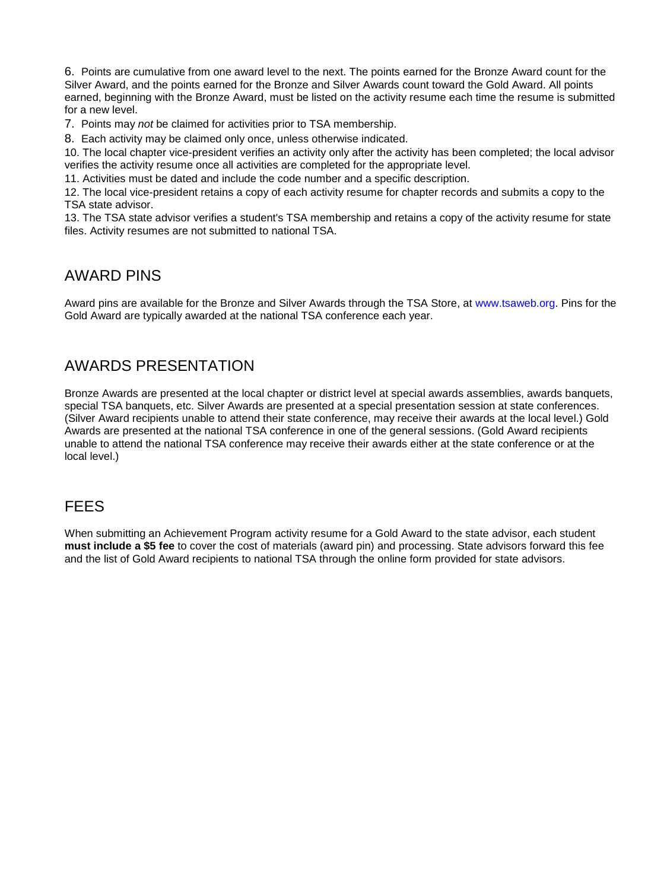6. Points are cumulative from one award level to the next. The points earned for the Bronze Award count for the Silver Award, and the points earned for the Bronze and Silver Awards count toward the Gold Award. All points earned, beginning with the Bronze Award, must be listed on the activity resume each time the resume is submitted for a new level.

7. Points may *not* be claimed for activities prior to TSA membership.

8. Each activity may be claimed only once, unless otherwise indicated.

10. The local chapter vice-president verifies an activity only after the activity has been completed; the local advisor verifies the activity resume once all activities are completed for the appropriate level.

11. Activities must be dated and include the code number and a specific description.

12. The local vice-president retains a copy of each activity resume for chapter records and submits a copy to the TSA state advisor.

13. The TSA state advisor verifies a student's TSA membership and retains a copy of the activity resume for state files. Activity resumes are not submitted to national TSA.

## AWARD PINS

Award pins are available for the Bronze and Silver Awards through the TSA Store, at www.tsaweb.org. Pins for the Gold Award are typically awarded at the national TSA conference each year.

## AWARDS PRESENTATION

Bronze Awards are presented at the local chapter or district level at special awards assemblies, awards banquets, special TSA banquets, etc. Silver Awards are presented at a special presentation session at state conferences. (Silver Award recipients unable to attend their state conference, may receive their awards at the local level.) Gold Awards are presented at the national TSA conference in one of the general sessions. (Gold Award recipients unable to attend the national TSA conference may receive their awards either at the state conference or at the local level.)

## FEES

When submitting an Achievement Program activity resume for a Gold Award to the state advisor, each student **must include a $5 fee** to cover the cost of materials (award pin) and processing. State advisors forward this fee and the list of Gold Award recipients to national TSA through the online form provided for state advisors.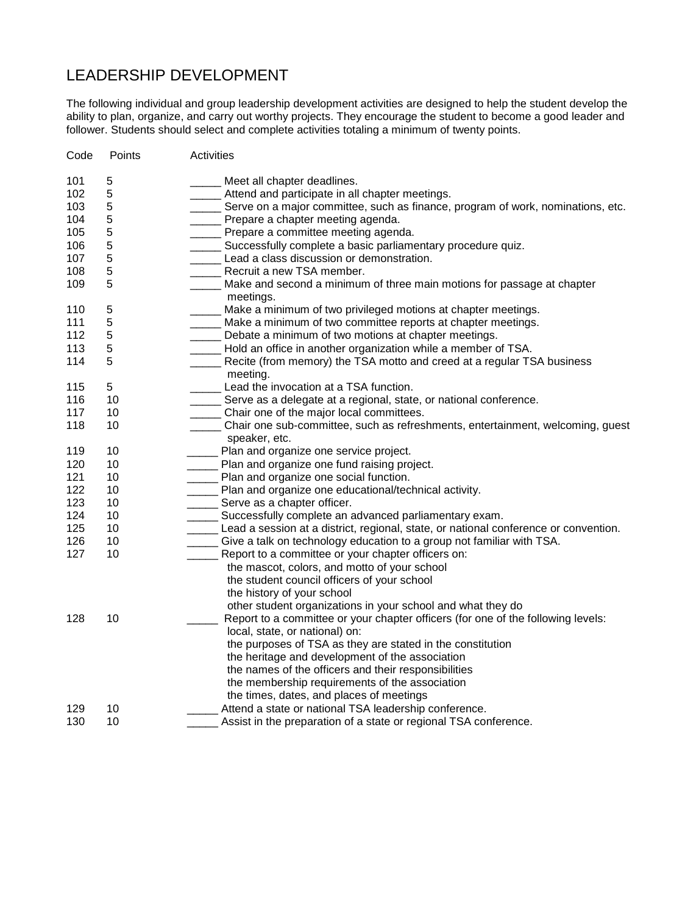# LEADERSHIP DEVELOPMENT

The following individual and group leadership development activities are designed to help the student develop the ability to plan, organize, and carry out worthy projects. They encourage the student to become a good leader and follower. Students should select and complete activities totaling a minimum of twenty points.

| Code | Points | Activities |
|---|---|---|
| 101 | 5 | _____ Meet all chapter deadlines. |
| 102 | 5 | _____ Attend and participate in all chapter meetings. |
| 103 | 5 | _____ Serve on a major committee, such as finance, program of work, nominations, etc. |
| 104 | 5 | _____ Prepare a chapter meeting agenda. |
| 105 | 5 | _____ Prepare a committee meeting agenda. |
| 106 | 5 | _____ Successfully complete a basic parliamentary procedure quiz. |
| 107 | 5 | _____ Lead a class discussion or demonstration. |
| 108 | 5 | _____ Recruit a new TSA member. |
| 109 | 5 | _____ Make and second a minimum of three main motions for passage at chapter meetings. |
| 110 | 5 | _____ Make a minimum of two privileged motions at chapter meetings. |
| 111 | 5 | _____ Make a minimum of two committee reports at chapter meetings. |
| 112 | 5 | _____ Debate a minimum of two motions at chapter meetings. |
| 113 | 5 | _____ Hold an office in another organization while a member of TSA. |
| 114 | 5 | _____ Recite (from memory) the TSA motto and creed at a regular TSA business meeting. |
| 115 | 5 | _____ Lead the invocation at a TSA function. |
| 116 | 10 | _____ Serve as a delegate at a regional, state, or national conference. |
| 117 | 10 | _____ Chair one of the major local committees. |
| 118 | 10 | _____ Chair one sub-committee, such as refreshments, entertainment, welcoming, guest speaker, etc. |
| 119 | 10 | _____ Plan and organize one service project. |
| 120 | 10 | _____ Plan and organize one fund raising project. |
| 121 | 10 | _____ Plan and organize one social function. |
| 122 | 10 | _____ Plan and organize one educational/technical activity. |
| 123 | 10 | _____ Serve as a chapter officer. |
| 124 | 10 | _____ Successfully complete an advanced parliamentary exam. |
| 125 | 10 | _____ Lead a session at a district, regional, state, or national conference or convention. |
| 126 | 10 | _____ Give a talk on technology education to a group not familiar with TSA. |
| 127 | 10 | _____ Report to a committee or your chapter officers on:<br>the mascot, colors, and motto of your school<br>the student council officers of your school<br>the history of your school<br>other student organizations in your school and what they do |
| 128 | 10 | _____ Report to a committee or your chapter officers (for one of the following levels: local, state, or national) on:<br>the purposes of TSA as they are stated in the constitution<br>the heritage and development of the association<br>the names of the officers and their responsibilities<br>the membership requirements of the association<br>the times, dates, and places of meetings |
| 129 | 10 | _____ Attend a state or national TSA leadership conference. |
| 130 | 10 | _____ Assist in the preparation of a state or regional TSA conference. |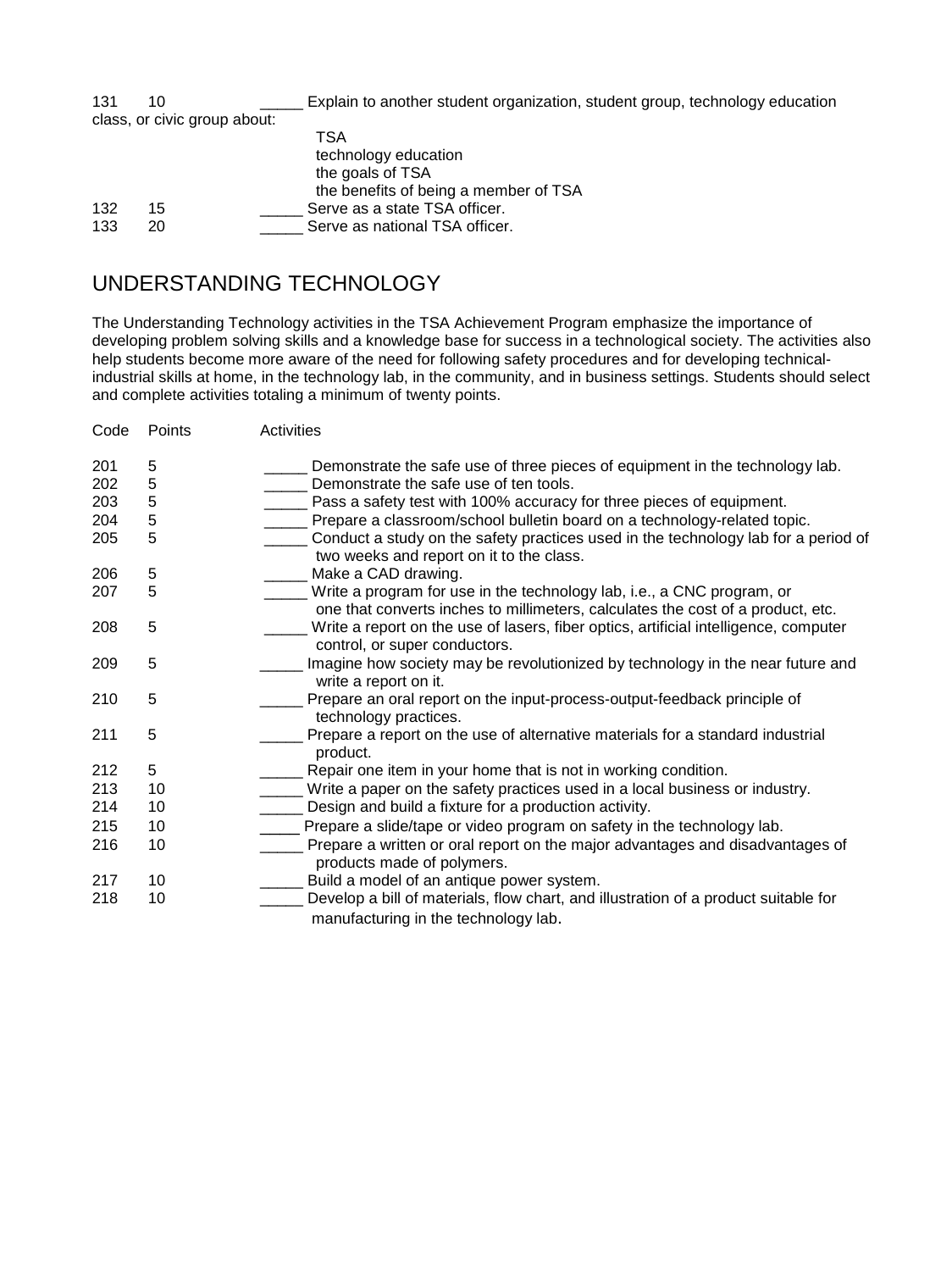| Code | Points | Activities |
|---|---|---|
| 131 | 10 | _____ Explain to another student organization, student group, technology education class, or civic group about: TSA; technology education; the goals of TSA; the benefits of being a member of TSA |
| 132 | 15 | _____ Serve as a state TSA officer. |
| 133 | 20 | _____ Serve as national TSA officer. |

## UNDERSTANDING TECHNOLOGY

The Understanding Technology activities in the TSA Achievement Program emphasize the importance of developing problem solving skills and a knowledge base for success in a technological society. The activities also help students become more aware of the need for following safety procedures and for developing technical-industrial skills at home, in the technology lab, in the community, and in business settings. Students should select and complete activities totaling a minimum of twenty points.

| Code | Points | Activities |
|---|---|---|
| 201 | 5 | _____ Demonstrate the safe use of three pieces of equipment in the technology lab. |
| 202 | 5 | _____ Demonstrate the safe use of ten tools. |
| 203 | 5 | _____ Pass a safety test with 100% accuracy for three pieces of equipment. |
| 204 | 5 | _____ Prepare a classroom/school bulletin board on a technology-related topic. |
| 205 | 5 | _____ Conduct a study on the safety practices used in the technology lab for a period of two weeks and report on it to the class. |
| 206 | 5 | _____ Make a CAD drawing. |
| 207 | 5 | _____ Write a program for use in the technology lab, i.e., a CNC program, or one that converts inches to millimeters, calculates the cost of a product, etc. |
| 208 | 5 | _____ Write a report on the use of lasers, fiber optics, artificial intelligence, computer control, or super conductors. |
| 209 | 5 | _____ Imagine how society may be revolutionized by technology in the near future and write a report on it. |
| 210 | 5 | _____ Prepare an oral report on the input-process-output-feedback principle of technology practices. |
| 211 | 5 | _____ Prepare a report on the use of alternative materials for a standard industrial product. |
| 212 | 5 | _____ Repair one item in your home that is not in working condition. |
| 213 | 10 | _____ Write a paper on the safety practices used in a local business or industry. |
| 214 | 10 | _____ Design and build a fixture for a production activity. |
| 215 | 10 | _____ Prepare a slide/tape or video program on safety in the technology lab. |
| 216 | 10 | _____ Prepare a written or oral report on the major advantages and disadvantages of products made of polymers. |
| 217 | 10 | _____ Build a model of an antique power system. |
| 218 | 10 | _____ Develop a bill of materials, flow chart, and illustration of a product suitable for manufacturing in the technology lab. |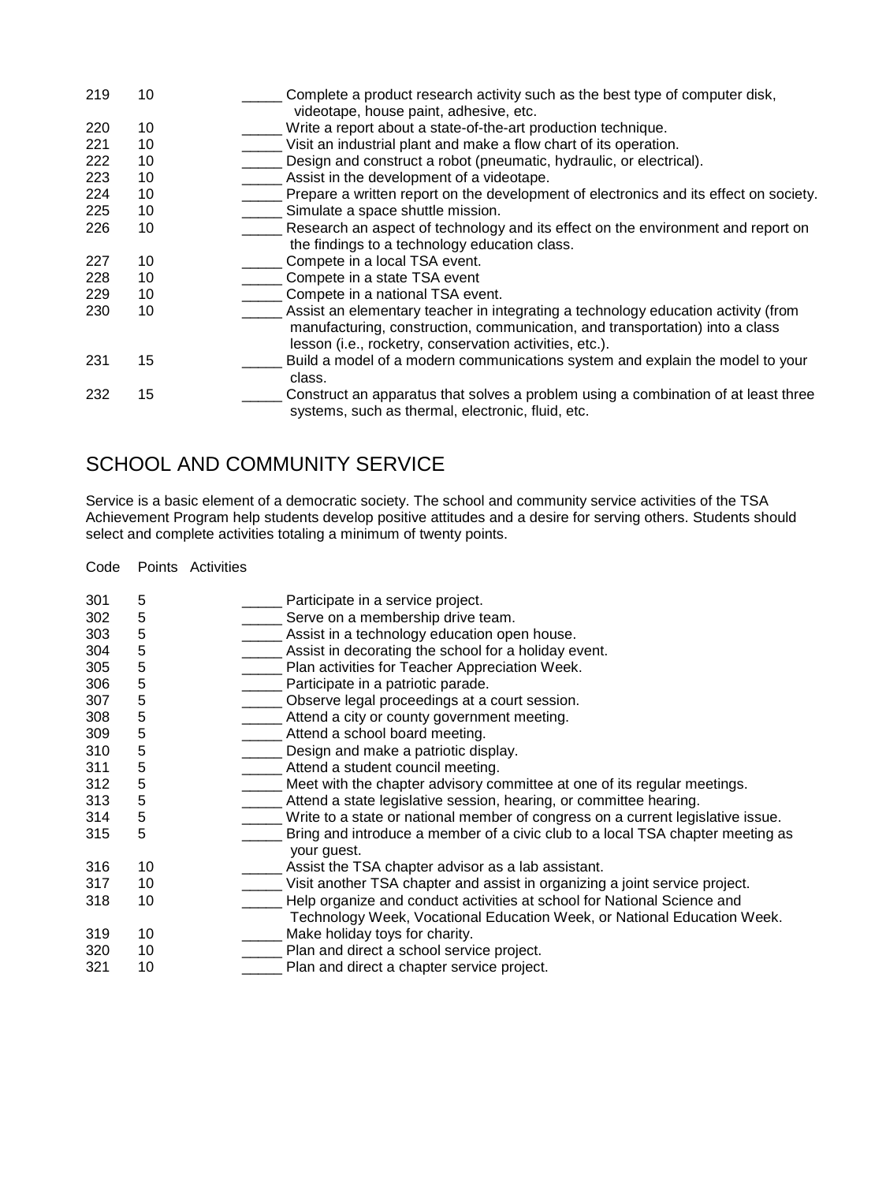| Code | Points | Activities |
|---|---|---|
| 219 | 10 | _____ Complete a product research activity such as the best type of computer disk, videotape, house paint, adhesive, etc. |
| 220 | 10 | _____ Write a report about a state-of-the-art production technique. |
| 221 | 10 | _____ Visit an industrial plant and make a flow chart of its operation. |
| 222 | 10 | _____ Design and construct a robot (pneumatic, hydraulic, or electrical). |
| 223 | 10 | _____ Assist in the development of a videotape. |
| 224 | 10 | _____ Prepare a written report on the development of electronics and its effect on society. |
| 225 | 10 | _____ Simulate a space shuttle mission. |
| 226 | 10 | _____ Research an aspect of technology and its effect on the environment and report on the findings to a technology education class. |
| 227 | 10 | _____ Compete in a local TSA event. |
| 228 | 10 | _____ Compete in a state TSA event |
| 229 | 10 | _____ Compete in a national TSA event. |
| 230 | 10 | _____ Assist an elementary teacher in integrating a technology education activity (from manufacturing, construction, communication, and transportation) into a class lesson (i.e., rocketry, conservation activities, etc.). |
| 231 | 15 | _____ Build a model of a modern communications system and explain the model to your class. |
| 232 | 15 | _____ Construct an apparatus that solves a problem using a combination of at least three systems, such as thermal, electronic, fluid, etc. |

## SCHOOL AND COMMUNITY SERVICE

Service is a basic element of a democratic society. The school and community service activities of the TSA Achievement Program help students develop positive attitudes and a desire for serving others. Students should select and complete activities totaling a minimum of twenty points.

| Code | Points | Activities |
|---|---|---|
| 301 | 5 | _____ Participate in a service project. |
| 302 | 5 | _____ Serve on a membership drive team. |
| 303 | 5 | _____ Assist in a technology education open house. |
| 304 | 5 | _____ Assist in decorating the school for a holiday event. |
| 305 | 5 | _____ Plan activities for Teacher Appreciation Week. |
| 306 | 5 | _____ Participate in a patriotic parade. |
| 307 | 5 | _____ Observe legal proceedings at a court session. |
| 308 | 5 | _____ Attend a city or county government meeting. |
| 309 | 5 | _____ Attend a school board meeting. |
| 310 | 5 | _____ Design and make a patriotic display. |
| 311 | 5 | _____ Attend a student council meeting. |
| 312 | 5 | _____ Meet with the chapter advisory committee at one of its regular meetings. |
| 313 | 5 | _____ Attend a state legislative session, hearing, or committee hearing. |
| 314 | 5 | _____ Write to a state or national member of congress on a current legislative issue. |
| 315 | 5 | _____ Bring and introduce a member of a civic club to a local TSA chapter meeting as your guest. |
| 316 | 10 | _____ Assist the TSA chapter advisor as a lab assistant. |
| 317 | 10 | _____ Visit another TSA chapter and assist in organizing a joint service project. |
| 318 | 10 | _____ Help organize and conduct activities at school for National Science and Technology Week, Vocational Education Week, or National Education Week. |
| 319 | 10 | _____ Make holiday toys for charity. |
| 320 | 10 | _____ Plan and direct a school service project. |
| 321 | 10 | _____ Plan and direct a chapter service project. |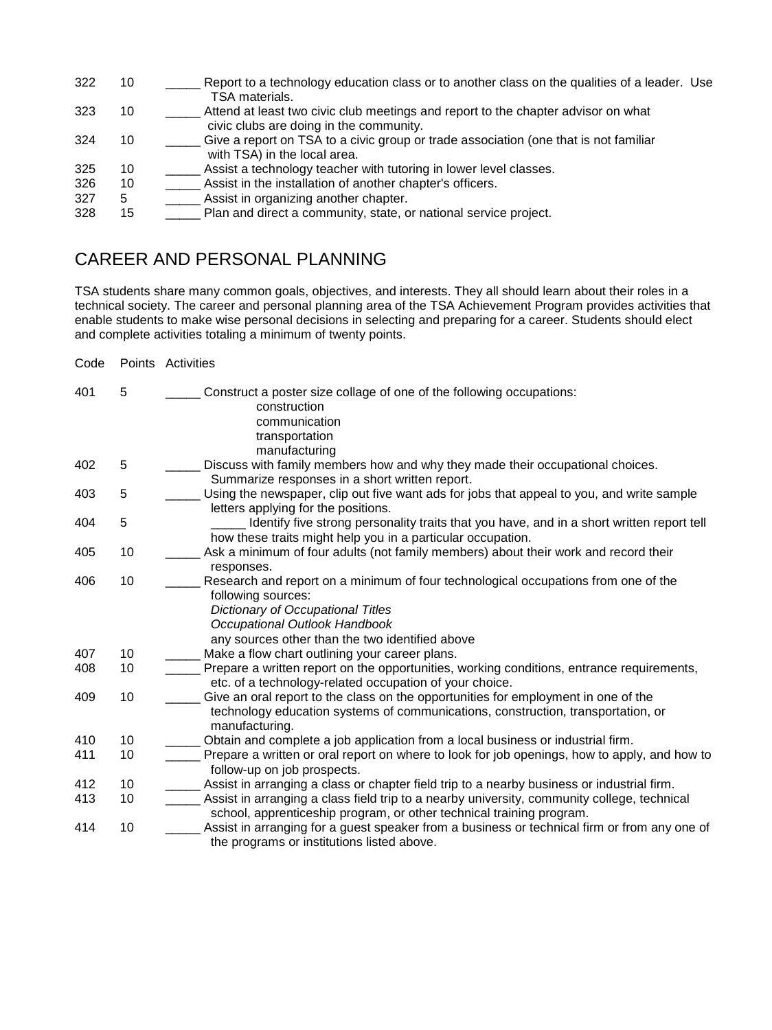| Code | Points | Activities |
|---|---|---|
| 322 | 10 | _____ Report to a technology education class or to another class on the qualities of a leader. Use TSA materials. |
| 323 | 10 | _____ Attend at least two civic club meetings and report to the chapter advisor on what civic clubs are doing in the community. |
| 324 | 10 | _____ Give a report on TSA to a civic group or trade association (one that is not familiar with TSA) in the local area. |
| 325 | 10 | _____ Assist a technology teacher with tutoring in lower level classes. |
| 326 | 10 | _____ Assist in the installation of another chapter's officers. |
| 327 | 5 | _____ Assist in organizing another chapter. |
| 328 | 15 | _____ Plan and direct a community, state, or national service project. |

## CAREER AND PERSONAL PLANNING

TSA students share many common goals, objectives, and interests. They all should learn about their roles in a technical society. The career and personal planning area of the TSA Achievement Program provides activities that enable students to make wise personal decisions in selecting and preparing for a career. Students should elect and complete activities totaling a minimum of twenty points.

| Code | Points | Activities |
|---|---|---|
| 401 | 5 | _____ Construct a poster size collage of one of the following occupations: construction, communication, transportation, manufacturing |
| 402 | 5 | _____ Discuss with family members how and why they made their occupational choices. Summarize responses in a short written report. |
| 403 | 5 | _____ Using the newspaper, clip out five want ads for jobs that appeal to you, and write sample letters applying for the positions. |
| 404 | 5 | _____ Identify five strong personality traits that you have, and in a short written report tell how these traits might help you in a particular occupation. |
| 405 | 10 | _____ Ask a minimum of four adults (not family members) about their work and record their responses. |
| 406 | 10 | _____ Research and report on a minimum of four technological occupations from one of the following sources: *Dictionary of Occupational Titles*, *Occupational Outlook Handbook*, any sources other than the two identified above |
| 407 | 10 | _____ Make a flow chart outlining your career plans. |
| 408 | 10 | _____ Prepare a written report on the opportunities, working conditions, entrance requirements, etc. of a technology-related occupation of your choice. |
| 409 | 10 | _____ Give an oral report to the class on the opportunities for employment in one of the technology education systems of communications, construction, transportation, or manufacturing. |
| 410 | 10 | _____ Obtain and complete a job application from a local business or industrial firm. |
| 411 | 10 | _____ Prepare a written or oral report on where to look for job openings, how to apply, and how to follow-up on job prospects. |
| 412 | 10 | _____ Assist in arranging a class or chapter field trip to a nearby business or industrial firm. |
| 413 | 10 | _____ Assist in arranging a class field trip to a nearby university, community college, technical school, apprenticeship program, or other technical training program. |
| 414 | 10 | _____ Assist in arranging for a guest speaker from a business or technical firm or from any one of the programs or institutions listed above. |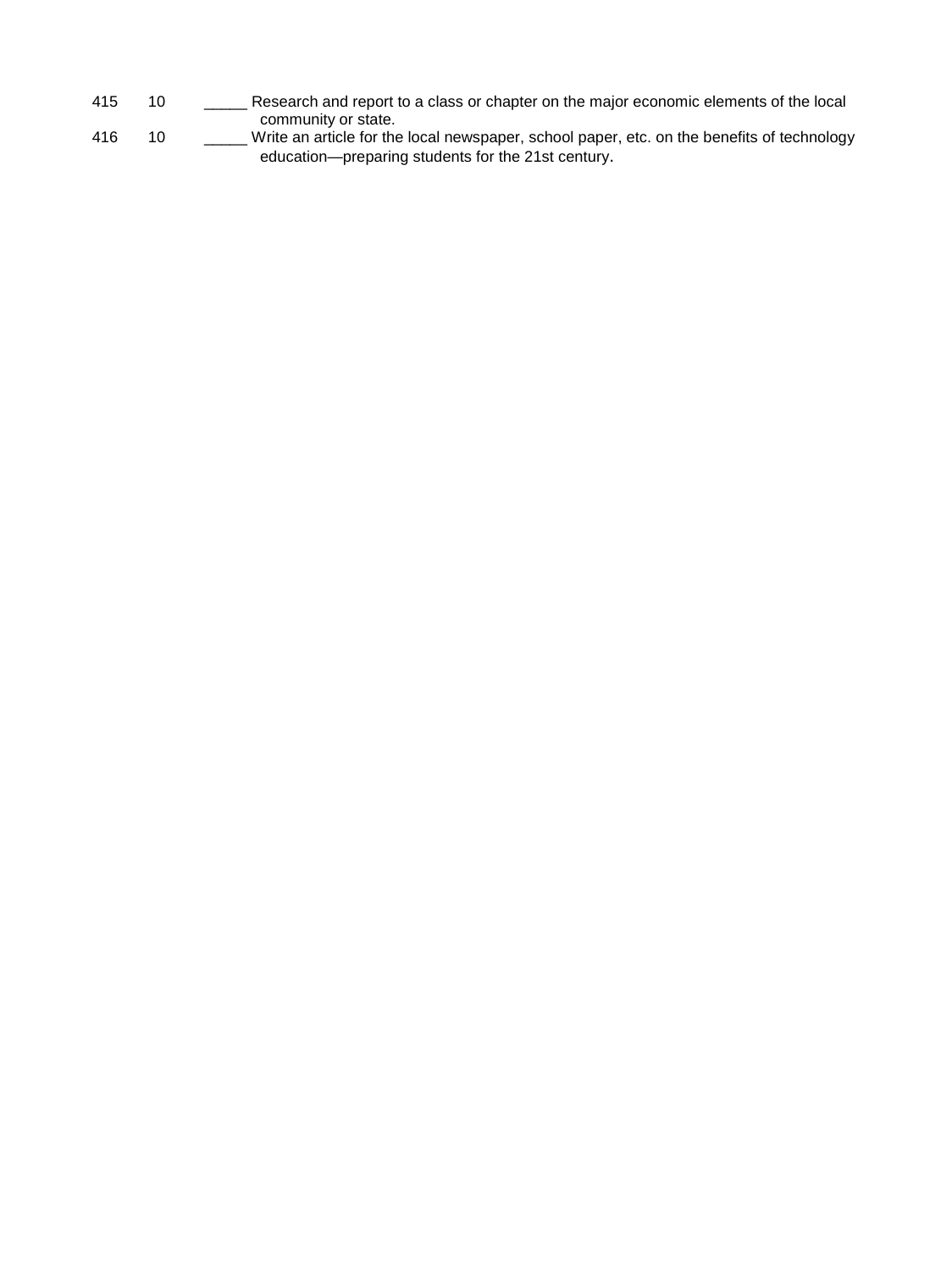415 10 _____ Research and report to a class or chapter on the major economic elements of the local community or state.

416 10 _____ Write an article for the local newspaper, school paper, etc. on the benefits of technology education—preparing students for the 21st century.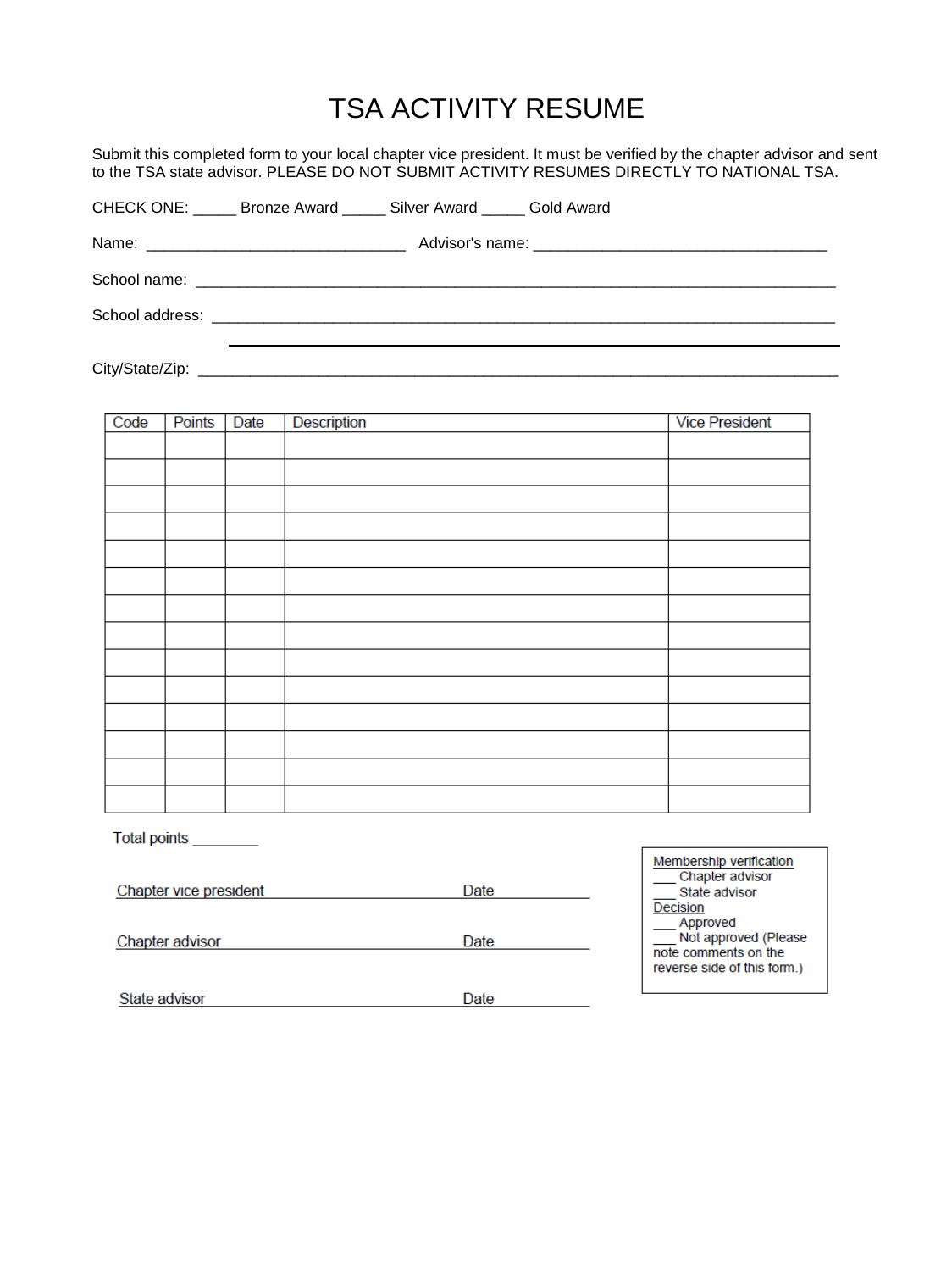# TSA ACTIVITY RESUME

Submit this completed form to your local chapter vice president. It must be verified by the chapter advisor and sent to the TSA state advisor. PLEASE DO NOT SUBMIT ACTIVITY RESUMES DIRECTLY TO NATIONAL TSA.

CHECK ONE: _____ Bronze Award _____ Silver Award _____ Gold Award

Name: ______________________________ Advisor's name: __________________________________

School name: ___________________________________________________________________________

School address: _________________________________________________________________________

_________________________________________________________________________

City/State/Zip: _________________________________________________________________________

| Code | Points | Date | Description | Vice President |
|---|---|---|---|---|
| | | | | |
| | | | | |
| | | | | |
| | | | | |
| | | | | |
| | | | | |
| | | | | |
| | | | | |
| | | | | |
| | | | | |
| | | | | |
| | | | | |
| | | | | |
| | | | | |

Total points ________

Chapter vice president ______________________ Date ____________

Chapter advisor ______________________ Date ____________

State advisor ______________________ Date ____________

Membership verification
___ Chapter advisor
___ State advisor
Decision
___ Approved
___ Not approved (Please note comments on the reverse side of this form.)